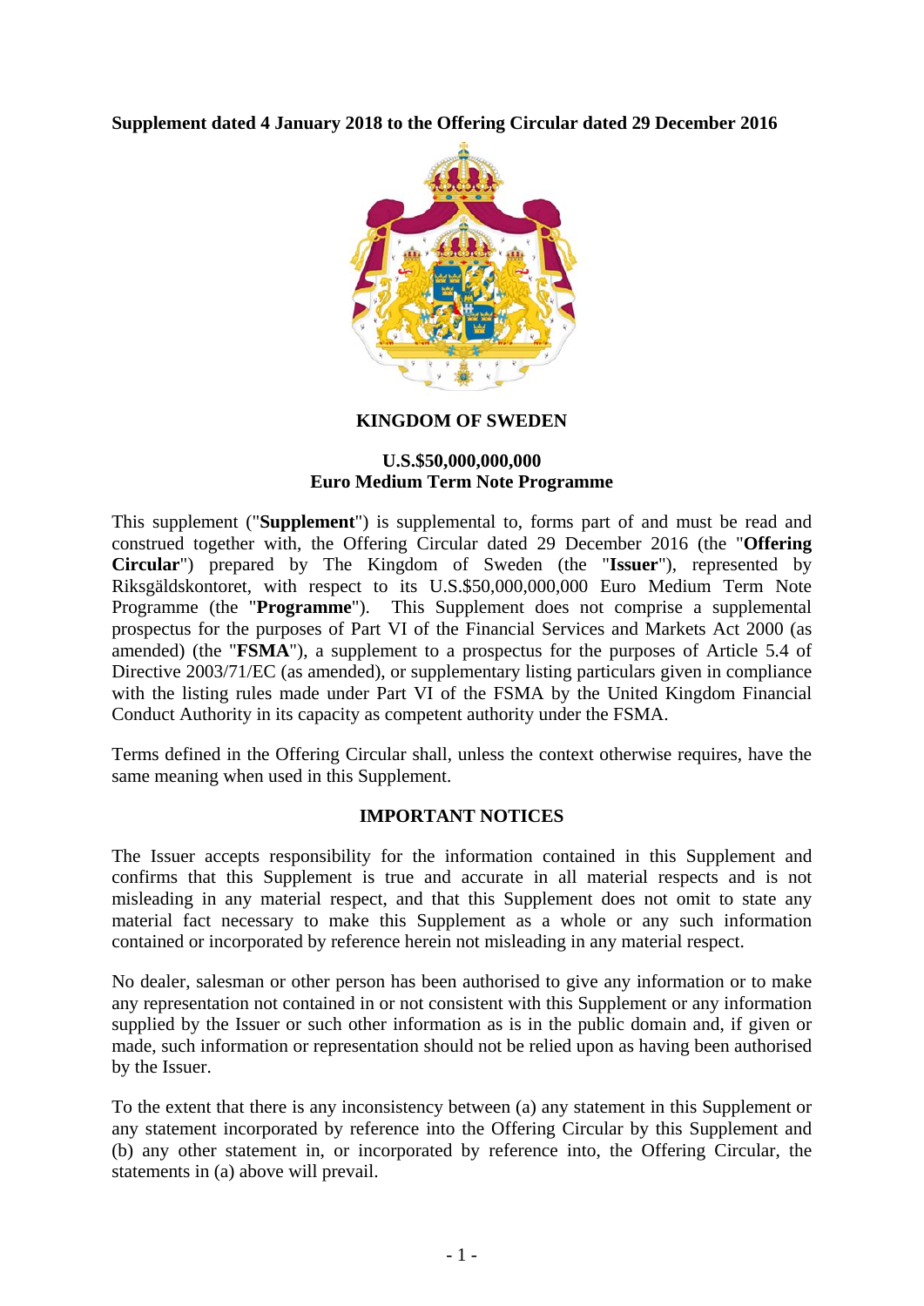**Supplement dated 4 January 2018 to the Offering Circular dated 29 December 2016**

# KINGDOM OF SWEDEN

## U.S.$50,000,000,000
## Euro Medium Term Note Programme

This supplement ("**Supplement**") is supplemental to, forms part of and must be read and construed together with, the Offering Circular dated 29 December 2016 (the "**Offering Circular**") prepared by The Kingdom of Sweden (the "**Issuer**"), represented by Riksgäldskontoret, with respect to its U.S.$50,000,000,000 Euro Medium Term Note Programme (the "**Programme**"). This Supplement does not comprise a supplemental prospectus for the purposes of Part VI of the Financial Services and Markets Act 2000 (as amended) (the "**FSMA**"), a supplement to a prospectus for the purposes of Article 5.4 of Directive 2003/71/EC (as amended), or supplementary listing particulars given in compliance with the listing rules made under Part VI of the FSMA by the United Kingdom Financial Conduct Authority in its capacity as competent authority under the FSMA.

Terms defined in the Offering Circular shall, unless the context otherwise requires, have the same meaning when used in this Supplement.

## IMPORTANT NOTICES

The Issuer accepts responsibility for the information contained in this Supplement and confirms that this Supplement is true and accurate in all material respects and is not misleading in any material respect, and that this Supplement does not omit to state any material fact necessary to make this Supplement as a whole or any such information contained or incorporated by reference herein not misleading in any material respect.

No dealer, salesman or other person has been authorised to give any information or to make any representation not contained in or not consistent with this Supplement or any information supplied by the Issuer or such other information as is in the public domain and, if given or made, such information or representation should not be relied upon as having been authorised by the Issuer.

To the extent that there is any inconsistency between (a) any statement in this Supplement or any statement incorporated by reference into the Offering Circular by this Supplement and (b) any other statement in, or incorporated by reference into, the Offering Circular, the statements in (a) above will prevail.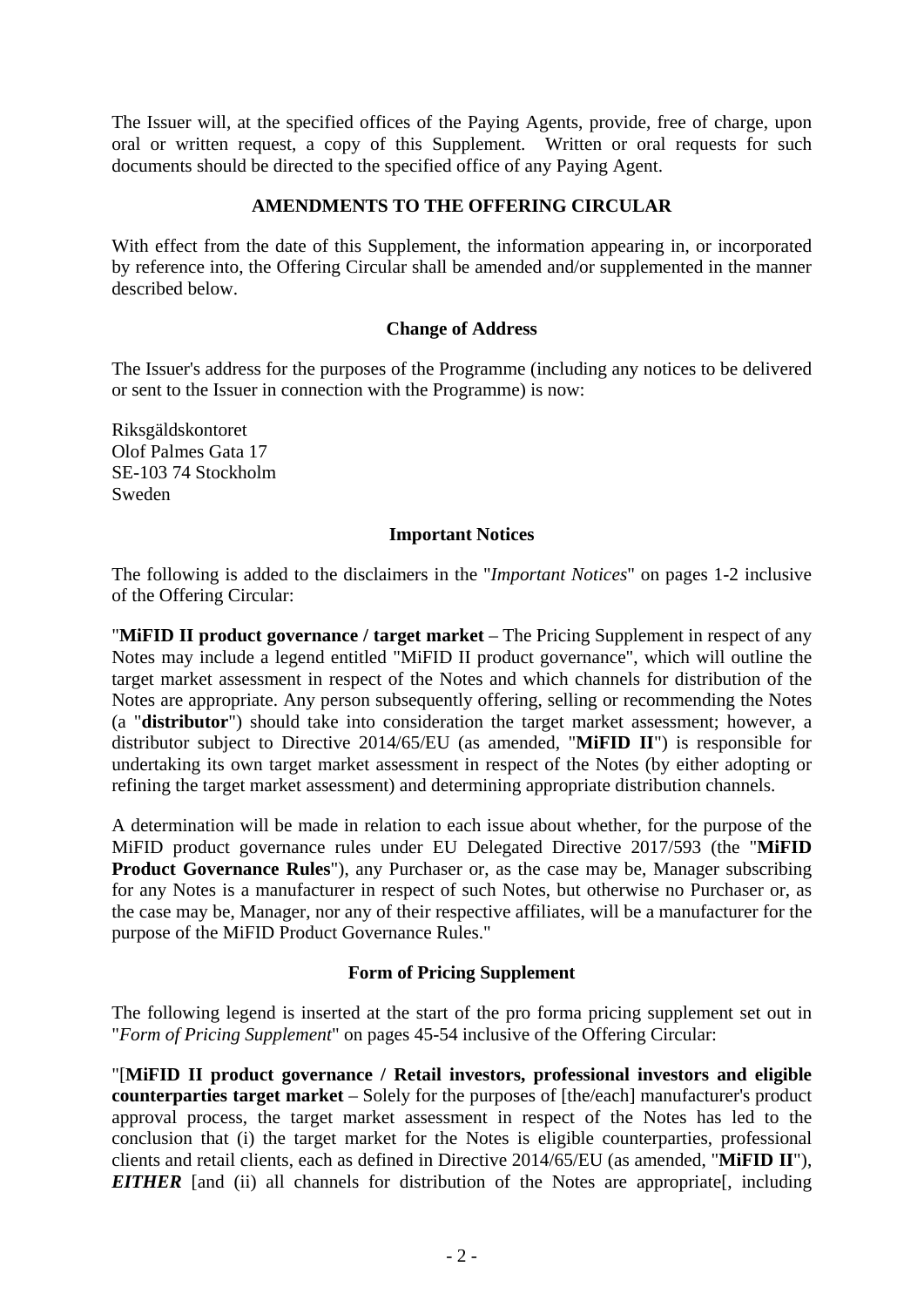The Issuer will, at the specified offices of the Paying Agents, provide, free of charge, upon oral or written request, a copy of this Supplement. Written or oral requests for such documents should be directed to the specified office of any Paying Agent.

## AMENDMENTS TO THE OFFERING CIRCULAR

With effect from the date of this Supplement, the information appearing in, or incorporated by reference into, the Offering Circular shall be amended and/or supplemented in the manner described below.

### Change of Address

The Issuer's address for the purposes of the Programme (including any notices to be delivered or sent to the Issuer in connection with the Programme) is now:

Riksgäldskontoret
Olof Palmes Gata 17
SE-103 74 Stockholm
Sweden

### Important Notices

The following is added to the disclaimers in the "*Important Notices*" on pages 1-2 inclusive of the Offering Circular:

"**MiFID II product governance / target market** – The Pricing Supplement in respect of any Notes may include a legend entitled "MiFID II product governance", which will outline the target market assessment in respect of the Notes and which channels for distribution of the Notes are appropriate. Any person subsequently offering, selling or recommending the Notes (a "**distributor**") should take into consideration the target market assessment; however, a distributor subject to Directive 2014/65/EU (as amended, "**MiFID II**") is responsible for undertaking its own target market assessment in respect of the Notes (by either adopting or refining the target market assessment) and determining appropriate distribution channels.

A determination will be made in relation to each issue about whether, for the purpose of the MiFID product governance rules under EU Delegated Directive 2017/593 (the "**MiFID Product Governance Rules**"), any Purchaser or, as the case may be, Manager subscribing for any Notes is a manufacturer in respect of such Notes, but otherwise no Purchaser or, as the case may be, Manager, nor any of their respective affiliates, will be a manufacturer for the purpose of the MiFID Product Governance Rules."

### Form of Pricing Supplement

The following legend is inserted at the start of the pro forma pricing supplement set out in "*Form of Pricing Supplement*" on pages 45-54 inclusive of the Offering Circular:

"[**MiFID II product governance / Retail investors, professional investors and eligible counterparties target market** – Solely for the purposes of [the/each] manufacturer's product approval process, the target market assessment in respect of the Notes has led to the conclusion that (i) the target market for the Notes is eligible counterparties, professional clients and retail clients, each as defined in Directive 2014/65/EU (as amended, "**MiFID II**"), ***EITHER*** [and (ii) all channels for distribution of the Notes are appropriate[, including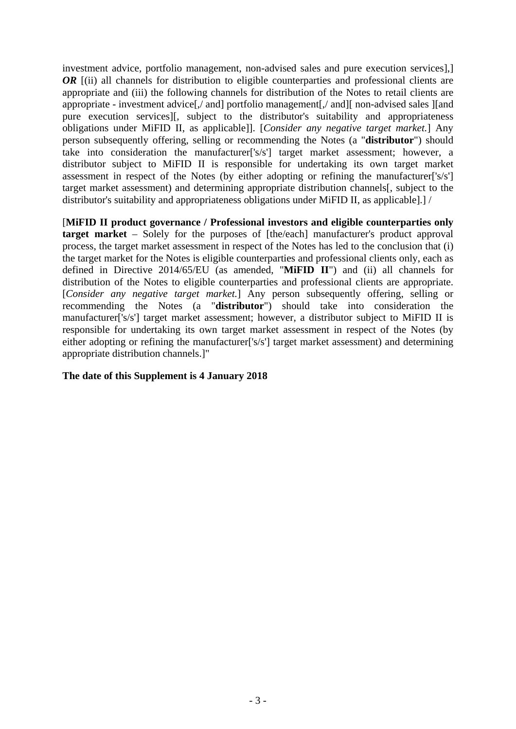investment advice, portfolio management, non-advised sales and pure execution services],] ***OR*** [(ii) all channels for distribution to eligible counterparties and professional clients are appropriate and (iii) the following channels for distribution of the Notes to retail clients are appropriate - investment advice[,/ and] portfolio management[,/ and][ non-advised sales ][and pure execution services][, subject to the distributor's suitability and appropriateness obligations under MiFID II, as applicable]]. [*Consider any negative target market.*] Any person subsequently offering, selling or recommending the Notes (a "**distributor**") should take into consideration the manufacturer['s/s'] target market assessment; however, a distributor subject to MiFID II is responsible for undertaking its own target market assessment in respect of the Notes (by either adopting or refining the manufacturer['s/s'] target market assessment) and determining appropriate distribution channels[, subject to the distributor's suitability and appropriateness obligations under MiFID II, as applicable].] /

[**MiFID II product governance / Professional investors and eligible counterparties only target market** – Solely for the purposes of [the/each] manufacturer's product approval process, the target market assessment in respect of the Notes has led to the conclusion that (i) the target market for the Notes is eligible counterparties and professional clients only, each as defined in Directive 2014/65/EU (as amended, "**MiFID II**") and (ii) all channels for distribution of the Notes to eligible counterparties and professional clients are appropriate. [*Consider any negative target market.*] Any person subsequently offering, selling or recommending the Notes (a "**distributor**") should take into consideration the manufacturer['s/s'] target market assessment; however, a distributor subject to MiFID II is responsible for undertaking its own target market assessment in respect of the Notes (by either adopting or refining the manufacturer['s/s'] target market assessment) and determining appropriate distribution channels.]"

**The date of this Supplement is 4 January 2018**